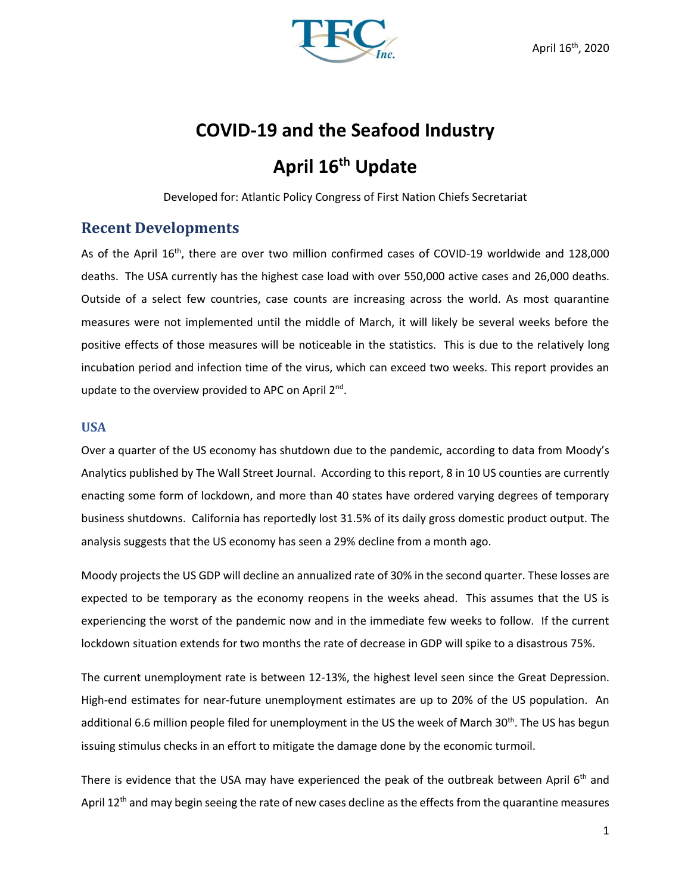April 16th, 2020

# COVID-19 and the Seafood Industry

# April 16th Update

Developed for: Atlantic Policy Congress of First Nation Chiefs Secretariat

## Recent Developments

As of the April 16th, there are over two million confirmed cases of COVID-19 worldwide and 128,000 deaths. The USA currently has the highest case load with over 550,000 active cases and 26,000 deaths. Outside of a select few countries, case counts are increasing across the world. As most quarantine measures were not implemented until the middle of March, it will likely be several weeks before the positive effects of those measures will be noticeable in the statistics. This is due to the relatively long incubation period and infection time of the virus, which can exceed two weeks. This report provides an update to the overview provided to APC on April 2nd.

### USA

Over a quarter of the US economy has shutdown due to the pandemic, according to data from Moody's Analytics published by The Wall Street Journal. According to this report, 8 in 10 US counties are currently enacting some form of lockdown, and more than 40 states have ordered varying degrees of temporary business shutdowns. California has reportedly lost 31.5% of its daily gross domestic product output. The analysis suggests that the US economy has seen a 29% decline from a month ago.

Moody projects the US GDP will decline an annualized rate of 30% in the second quarter. These losses are expected to be temporary as the economy reopens in the weeks ahead. This assumes that the US is experiencing the worst of the pandemic now and in the immediate few weeks to follow. If the current lockdown situation extends for two months the rate of decrease in GDP will spike to a disastrous 75%.

The current unemployment rate is between 12-13%, the highest level seen since the Great Depression. High-end estimates for near-future unemployment estimates are up to 20% of the US population. An additional 6.6 million people filed for unemployment in the US the week of March 30th. The US has begun issuing stimulus checks in an effort to mitigate the damage done by the economic turmoil.

There is evidence that the USA may have experienced the peak of the outbreak between April 6th and April 12th and may begin seeing the rate of new cases decline as the effects from the quarantine measures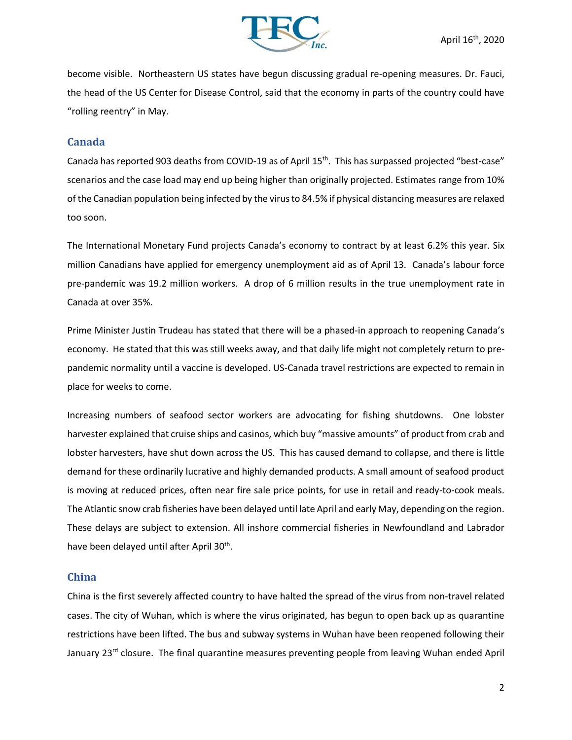become visible. Northeastern US states have begun discussing gradual re-opening measures. Dr. Fauci, the head of the US Center for Disease Control, said that the economy in parts of the country could have "rolling reentry" in May.

## Canada

Canada has reported 903 deaths from COVID-19 as of April 15th. This has surpassed projected "best-case" scenarios and the case load may end up being higher than originally projected. Estimates range from 10% of the Canadian population being infected by the virus to 84.5% if physical distancing measures are relaxed too soon.

The International Monetary Fund projects Canada's economy to contract by at least 6.2% this year. Six million Canadians have applied for emergency unemployment aid as of April 13. Canada's labour force pre-pandemic was 19.2 million workers. A drop of 6 million results in the true unemployment rate in Canada at over 35%.

Prime Minister Justin Trudeau has stated that there will be a phased-in approach to reopening Canada's economy. He stated that this was still weeks away, and that daily life might not completely return to pre-pandemic normality until a vaccine is developed. US-Canada travel restrictions are expected to remain in place for weeks to come.

Increasing numbers of seafood sector workers are advocating for fishing shutdowns. One lobster harvester explained that cruise ships and casinos, which buy "massive amounts" of product from crab and lobster harvesters, have shut down across the US. This has caused demand to collapse, and there is little demand for these ordinarily lucrative and highly demanded products. A small amount of seafood product is moving at reduced prices, often near fire sale price points, for use in retail and ready-to-cook meals. The Atlantic snow crab fisheries have been delayed until late April and early May, depending on the region. These delays are subject to extension. All inshore commercial fisheries in Newfoundland and Labrador have been delayed until after April 30th.

## China

China is the first severely affected country to have halted the spread of the virus from non-travel related cases. The city of Wuhan, which is where the virus originated, has begun to open back up as quarantine restrictions have been lifted. The bus and subway systems in Wuhan have been reopened following their January 23rd closure. The final quarantine measures preventing people from leaving Wuhan ended April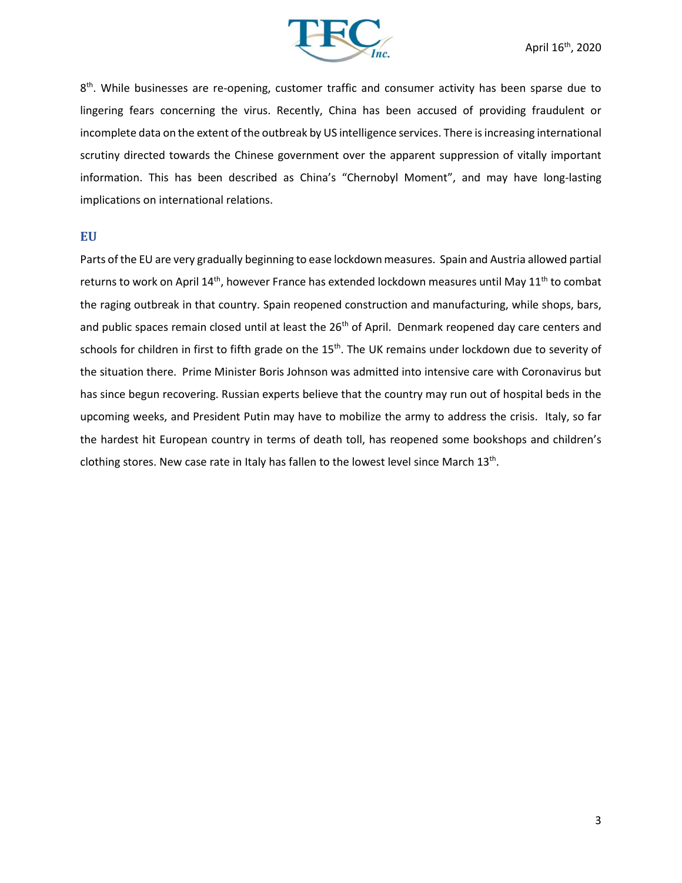8th. While businesses are re-opening, customer traffic and consumer activity has been sparse due to lingering fears concerning the virus. Recently, China has been accused of providing fraudulent or incomplete data on the extent of the outbreak by US intelligence services. There is increasing international scrutiny directed towards the Chinese government over the apparent suppression of vitally important information. This has been described as China's "Chernobyl Moment", and may have long-lasting implications on international relations.

## EU

Parts of the EU are very gradually beginning to ease lockdown measures. Spain and Austria allowed partial returns to work on April 14th, however France has extended lockdown measures until May 11th to combat the raging outbreak in that country. Spain reopened construction and manufacturing, while shops, bars, and public spaces remain closed until at least the 26th of April. Denmark reopened day care centers and schools for children in first to fifth grade on the 15th. The UK remains under lockdown due to severity of the situation there. Prime Minister Boris Johnson was admitted into intensive care with Coronavirus but has since begun recovering. Russian experts believe that the country may run out of hospital beds in the upcoming weeks, and President Putin may have to mobilize the army to address the crisis. Italy, so far the hardest hit European country in terms of death toll, has reopened some bookshops and children's clothing stores. New case rate in Italy has fallen to the lowest level since March 13th.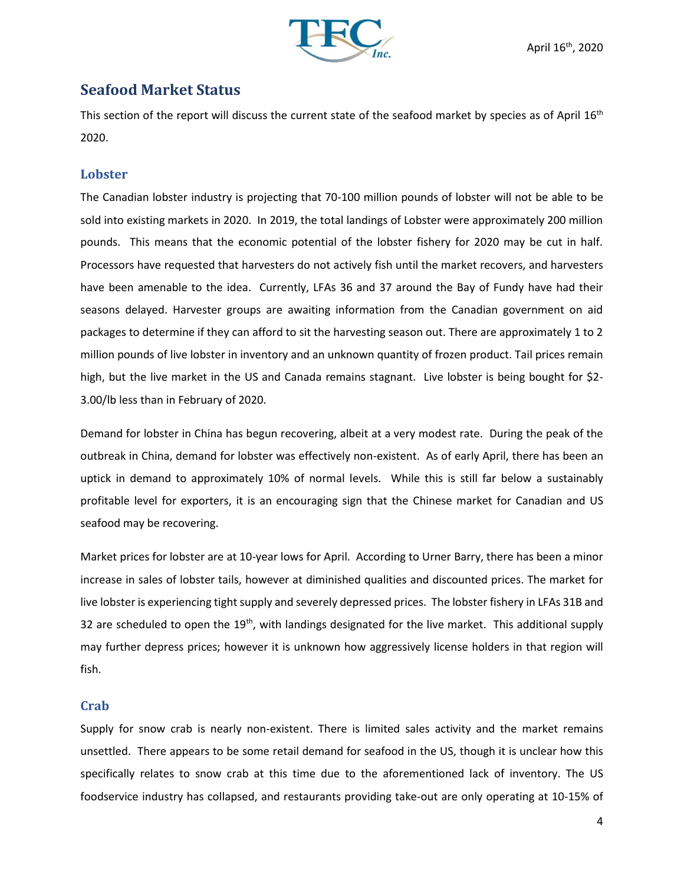## Seafood Market Status

This section of the report will discuss the current state of the seafood market by species as of April 16th 2020.

### Lobster

The Canadian lobster industry is projecting that 70-100 million pounds of lobster will not be able to be sold into existing markets in 2020. In 2019, the total landings of Lobster were approximately 200 million pounds. This means that the economic potential of the lobster fishery for 2020 may be cut in half. Processors have requested that harvesters do not actively fish until the market recovers, and harvesters have been amenable to the idea. Currently, LFAs 36 and 37 around the Bay of Fundy have had their seasons delayed. Harvester groups are awaiting information from the Canadian government on aid packages to determine if they can afford to sit the harvesting season out. There are approximately 1 to 2 million pounds of live lobster in inventory and an unknown quantity of frozen product. Tail prices remain high, but the live market in the US and Canada remains stagnant. Live lobster is being bought for $2-3.00/lb less than in February of 2020.

Demand for lobster in China has begun recovering, albeit at a very modest rate. During the peak of the outbreak in China, demand for lobster was effectively non-existent. As of early April, there has been an uptick in demand to approximately 10% of normal levels. While this is still far below a sustainably profitable level for exporters, it is an encouraging sign that the Chinese market for Canadian and US seafood may be recovering.

Market prices for lobster are at 10-year lows for April. According to Urner Barry, there has been a minor increase in sales of lobster tails, however at diminished qualities and discounted prices. The market for live lobster is experiencing tight supply and severely depressed prices. The lobster fishery in LFAs 31B and 32 are scheduled to open the 19th, with landings designated for the live market. This additional supply may further depress prices; however it is unknown how aggressively license holders in that region will fish.

### Crab

Supply for snow crab is nearly non-existent. There is limited sales activity and the market remains unsettled. There appears to be some retail demand for seafood in the US, though it is unclear how this specifically relates to snow crab at this time due to the aforementioned lack of inventory. The US foodservice industry has collapsed, and restaurants providing take-out are only operating at 10-15% of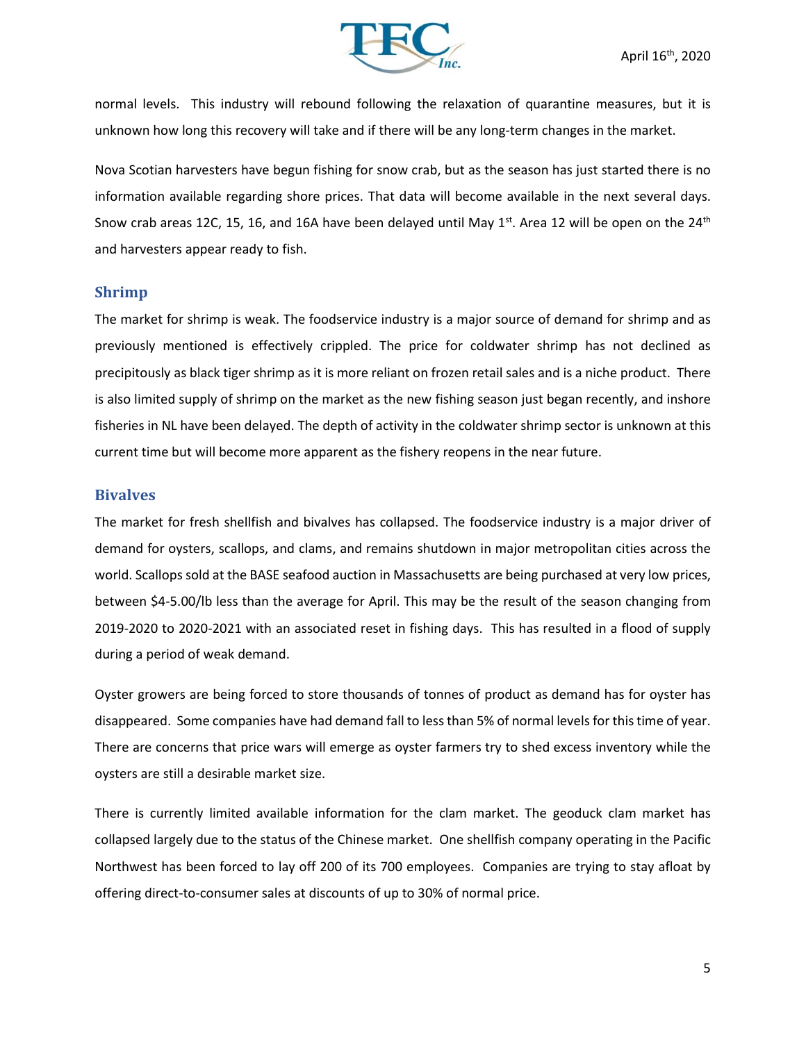normal levels. This industry will rebound following the relaxation of quarantine measures, but it is unknown how long this recovery will take and if there will be any long-term changes in the market.

Nova Scotian harvesters have begun fishing for snow crab, but as the season has just started there is no information available regarding shore prices. That data will become available in the next several days. Snow crab areas 12C, 15, 16, and 16A have been delayed until May 1st. Area 12 will be open on the 24th and harvesters appear ready to fish.

## Shrimp

The market for shrimp is weak. The foodservice industry is a major source of demand for shrimp and as previously mentioned is effectively crippled. The price for coldwater shrimp has not declined as precipitously as black tiger shrimp as it is more reliant on frozen retail sales and is a niche product. There is also limited supply of shrimp on the market as the new fishing season just began recently, and inshore fisheries in NL have been delayed. The depth of activity in the coldwater shrimp sector is unknown at this current time but will become more apparent as the fishery reopens in the near future.

## Bivalves

The market for fresh shellfish and bivalves has collapsed. The foodservice industry is a major driver of demand for oysters, scallops, and clams, and remains shutdown in major metropolitan cities across the world. Scallops sold at the BASE seafood auction in Massachusetts are being purchased at very low prices, between $4-5.00/lb less than the average for April. This may be the result of the season changing from 2019-2020 to 2020-2021 with an associated reset in fishing days. This has resulted in a flood of supply during a period of weak demand.

Oyster growers are being forced to store thousands of tonnes of product as demand has for oyster has disappeared. Some companies have had demand fall to less than 5% of normal levels for this time of year. There are concerns that price wars will emerge as oyster farmers try to shed excess inventory while the oysters are still a desirable market size.

There is currently limited available information for the clam market. The geoduck clam market has collapsed largely due to the status of the Chinese market. One shellfish company operating in the Pacific Northwest has been forced to lay off 200 of its 700 employees. Companies are trying to stay afloat by offering direct-to-consumer sales at discounts of up to 30% of normal price.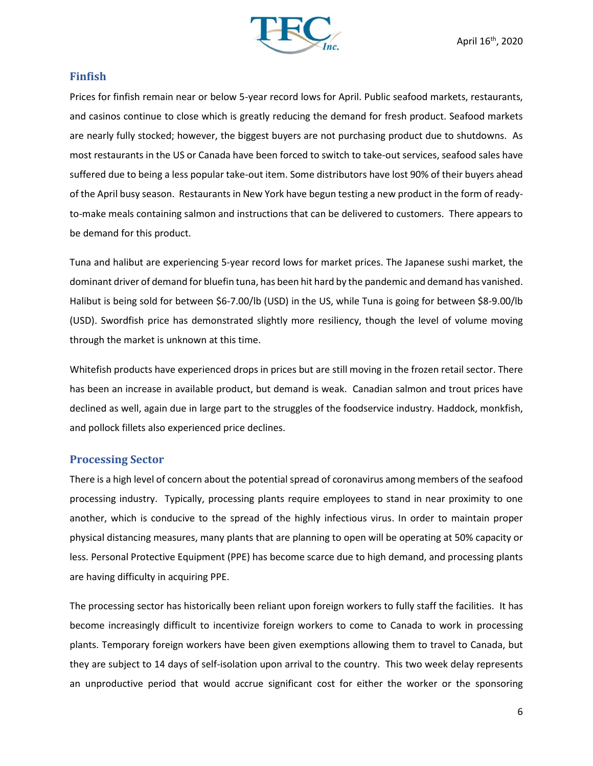## Finfish

Prices for finfish remain near or below 5-year record lows for April. Public seafood markets, restaurants, and casinos continue to close which is greatly reducing the demand for fresh product. Seafood markets are nearly fully stocked; however, the biggest buyers are not purchasing product due to shutdowns. As most restaurants in the US or Canada have been forced to switch to take-out services, seafood sales have suffered due to being a less popular take-out item. Some distributors have lost 90% of their buyers ahead of the April busy season. Restaurants in New York have begun testing a new product in the form of ready-to-make meals containing salmon and instructions that can be delivered to customers. There appears to be demand for this product.

Tuna and halibut are experiencing 5-year record lows for market prices. The Japanese sushi market, the dominant driver of demand for bluefin tuna, has been hit hard by the pandemic and demand has vanished. Halibut is being sold for between $6-7.00/lb (USD) in the US, while Tuna is going for between $8-9.00/lb (USD). Swordfish price has demonstrated slightly more resiliency, though the level of volume moving through the market is unknown at this time.

Whitefish products have experienced drops in prices but are still moving in the frozen retail sector. There has been an increase in available product, but demand is weak. Canadian salmon and trout prices have declined as well, again due in large part to the struggles of the foodservice industry. Haddock, monkfish, and pollock fillets also experienced price declines.

## Processing Sector

There is a high level of concern about the potential spread of coronavirus among members of the seafood processing industry. Typically, processing plants require employees to stand in near proximity to one another, which is conducive to the spread of the highly infectious virus. In order to maintain proper physical distancing measures, many plants that are planning to open will be operating at 50% capacity or less. Personal Protective Equipment (PPE) has become scarce due to high demand, and processing plants are having difficulty in acquiring PPE.

The processing sector has historically been reliant upon foreign workers to fully staff the facilities. It has become increasingly difficult to incentivize foreign workers to come to Canada to work in processing plants. Temporary foreign workers have been given exemptions allowing them to travel to Canada, but they are subject to 14 days of self-isolation upon arrival to the country. This two week delay represents an unproductive period that would accrue significant cost for either the worker or the sponsoring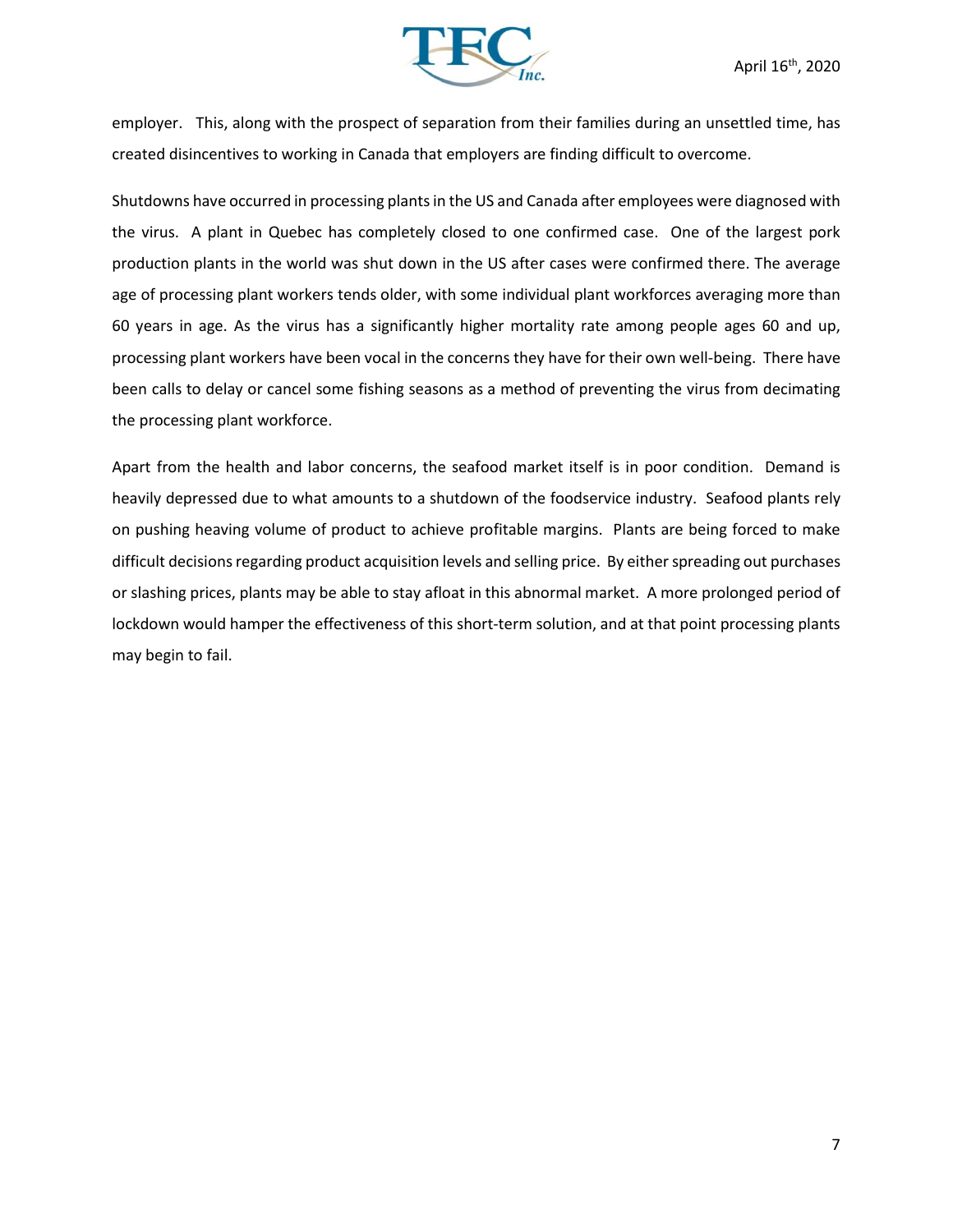employer. This, along with the prospect of separation from their families during an unsettled time, has created disincentives to working in Canada that employers are finding difficult to overcome.

Shutdowns have occurred in processing plants in the US and Canada after employees were diagnosed with the virus. A plant in Quebec has completely closed to one confirmed case. One of the largest pork production plants in the world was shut down in the US after cases were confirmed there. The average age of processing plant workers tends older, with some individual plant workforces averaging more than 60 years in age. As the virus has a significantly higher mortality rate among people ages 60 and up, processing plant workers have been vocal in the concerns they have for their own well-being. There have been calls to delay or cancel some fishing seasons as a method of preventing the virus from decimating the processing plant workforce.

Apart from the health and labor concerns, the seafood market itself is in poor condition. Demand is heavily depressed due to what amounts to a shutdown of the foodservice industry. Seafood plants rely on pushing heaving volume of product to achieve profitable margins. Plants are being forced to make difficult decisions regarding product acquisition levels and selling price. By either spreading out purchases or slashing prices, plants may be able to stay afloat in this abnormal market. A more prolonged period of lockdown would hamper the effectiveness of this short-term solution, and at that point processing plants may begin to fail.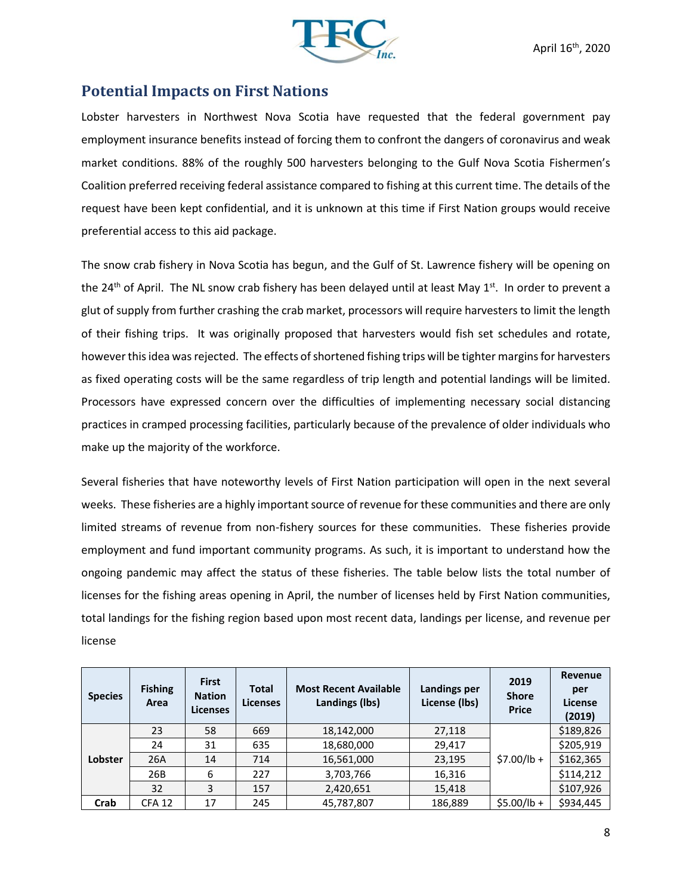## Potential Impacts on First Nations

Lobster harvesters in Northwest Nova Scotia have requested that the federal government pay employment insurance benefits instead of forcing them to confront the dangers of coronavirus and weak market conditions. 88% of the roughly 500 harvesters belonging to the Gulf Nova Scotia Fishermen's Coalition preferred receiving federal assistance compared to fishing at this current time. The details of the request have been kept confidential, and it is unknown at this time if First Nation groups would receive preferential access to this aid package.

The snow crab fishery in Nova Scotia has begun, and the Gulf of St. Lawrence fishery will be opening on the 24th of April. The NL snow crab fishery has been delayed until at least May 1st. In order to prevent a glut of supply from further crashing the crab market, processors will require harvesters to limit the length of their fishing trips. It was originally proposed that harvesters would fish set schedules and rotate, however this idea was rejected. The effects of shortened fishing trips will be tighter margins for harvesters as fixed operating costs will be the same regardless of trip length and potential landings will be limited. Processors have expressed concern over the difficulties of implementing necessary social distancing practices in cramped processing facilities, particularly because of the prevalence of older individuals who make up the majority of the workforce.

Several fisheries that have noteworthy levels of First Nation participation will open in the next several weeks. These fisheries are a highly important source of revenue for these communities and there are only limited streams of revenue from non-fishery sources for these communities. These fisheries provide employment and fund important community programs. As such, it is important to understand how the ongoing pandemic may affect the status of these fisheries. The table below lists the total number of licenses for the fishing areas opening in April, the number of licenses held by First Nation communities, total landings for the fishing region based upon most recent data, landings per license, and revenue per license

| Species | Fishing Area | First Nation Licenses | Total Licenses | Most Recent Available Landings (lbs) | Landings per License (lbs) | 2019 Shore Price | Revenue per License (2019) |
|---|---|---|---|---|---|---|---|
| Lobster | 23 | 58 | 669 | 18,142,000 | 27,118 | $7.00/lb + | $189,826 |
| | 24 | 31 | 635 | 18,680,000 | 29,417 | | $205,919 |
| | 26A | 14 | 714 | 16,561,000 | 23,195 | | $162,365 |
| | 26B | 6 | 227 | 3,703,766 | 16,316 | | $114,212 |
| | 32 | 3 | 157 | 2,420,651 | 15,418 | | $107,926 |
| Crab | CFA 12 | 17 | 245 | 45,787,807 | 186,889 | $5.00/lb + | $934,445 |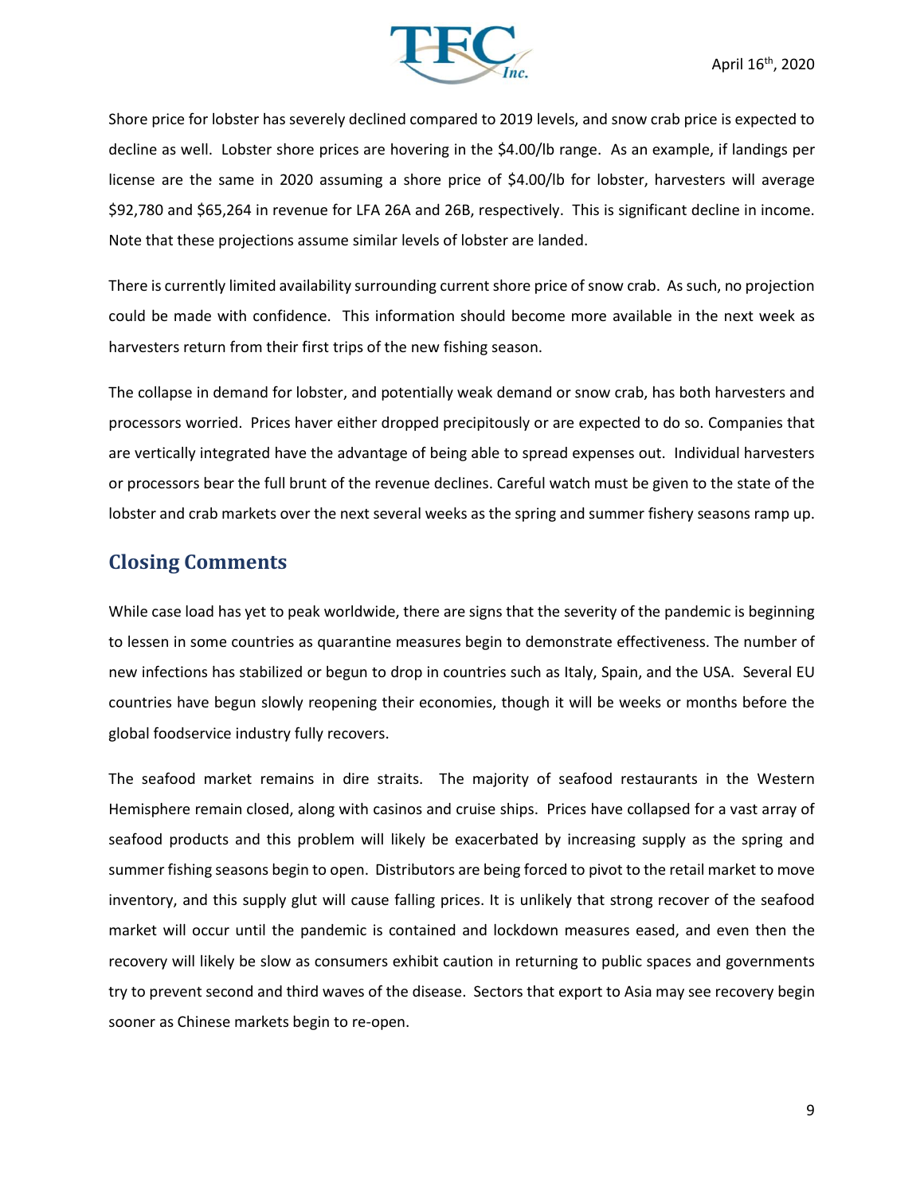Shore price for lobster has severely declined compared to 2019 levels, and snow crab price is expected to decline as well. Lobster shore prices are hovering in the $4.00/lb range. As an example, if landings per license are the same in 2020 assuming a shore price of $4.00/lb for lobster, harvesters will average $92,780 and $65,264 in revenue for LFA 26A and 26B, respectively. This is significant decline in income. Note that these projections assume similar levels of lobster are landed.

There is currently limited availability surrounding current shore price of snow crab. As such, no projection could be made with confidence. This information should become more available in the next week as harvesters return from their first trips of the new fishing season.

The collapse in demand for lobster, and potentially weak demand or snow crab, has both harvesters and processors worried. Prices haver either dropped precipitously or are expected to do so. Companies that are vertically integrated have the advantage of being able to spread expenses out. Individual harvesters or processors bear the full brunt of the revenue declines. Careful watch must be given to the state of the lobster and crab markets over the next several weeks as the spring and summer fishery seasons ramp up.

## Closing Comments

While case load has yet to peak worldwide, there are signs that the severity of the pandemic is beginning to lessen in some countries as quarantine measures begin to demonstrate effectiveness. The number of new infections has stabilized or begun to drop in countries such as Italy, Spain, and the USA. Several EU countries have begun slowly reopening their economies, though it will be weeks or months before the global foodservice industry fully recovers.

The seafood market remains in dire straits. The majority of seafood restaurants in the Western Hemisphere remain closed, along with casinos and cruise ships. Prices have collapsed for a vast array of seafood products and this problem will likely be exacerbated by increasing supply as the spring and summer fishing seasons begin to open. Distributors are being forced to pivot to the retail market to move inventory, and this supply glut will cause falling prices. It is unlikely that strong recover of the seafood market will occur until the pandemic is contained and lockdown measures eased, and even then the recovery will likely be slow as consumers exhibit caution in returning to public spaces and governments try to prevent second and third waves of the disease. Sectors that export to Asia may see recovery begin sooner as Chinese markets begin to re-open.